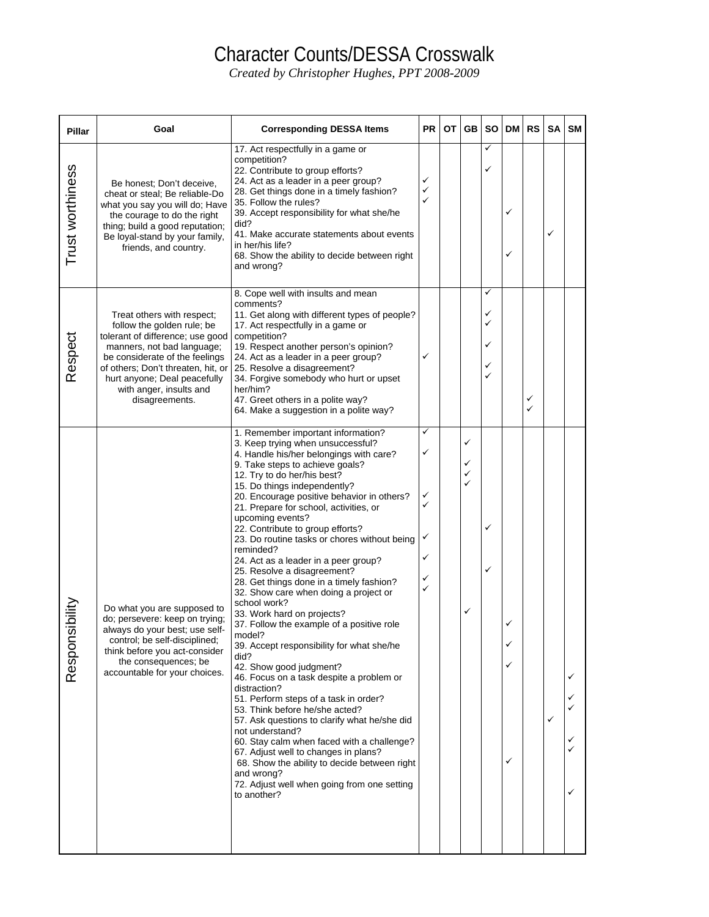# Character Counts/DESSA Crosswalk

*Created by Christopher Hughes, PPT 2008-2009*

| Pillar | Goal | Corresponding DESSA Items | PR | OT | GB | SO | DM | RS | SA | SM |
|---|---|---|---|---|---|---|---|---|---|---|
| Trust worthiness | Be honest; Don't deceive, cheat or steal; Be reliable-Do what you say you will do; Have the courage to do the right thing; build a good reputation; Be loyal-stand by your family, friends, and country. | 17. Act respectfully in a game or competition? | | | | ✓ | | | | |
| | | 22. Contribute to group efforts? | | | | ✓ | | | | |
| | | 24. Act as a leader in a peer group? | ✓ | | | | | | | |
| | | 28. Get things done in a timely fashion? | ✓ | | | | | | | |
| | | 35. Follow the rules? | ✓ | | | | | | | |
| | | 39. Accept responsibility for what she/he did? | | | | | ✓ | | | |
| | | 41. Make accurate statements about events in her/his life? | | | | | | | ✓ | |
| | | 68. Show the ability to decide between right and wrong? | | | | | ✓ | | | |
| Respect | Treat others with respect; follow the golden rule; be tolerant of difference; use good manners, not bad language; be considerate of the feelings of others; Don't threaten, hit, or hurt anyone; Deal peacefully with anger, insults and disagreements. | 8. Cope well with insults and mean comments? | | | | ✓ | | | | |
| | | 11. Get along with different types of people? | | | | ✓ | | | | |
| | | 17. Act respectfully in a game or competition? | | | | ✓ | | | | |
| | | 19. Respect another person's opinion? | | | | ✓ | | | | |
| | | 24. Act as a leader in a peer group? | ✓ | | | | | | | |
| | | 25. Resolve a disagreement? | | | | ✓ | | | | |
| | | 34. Forgive somebody who hurt or upset her/him? | | | | ✓ | | | | |
| | | 47. Greet others in a polite way? | | | | | | ✓ | | |
| | | 64. Make a suggestion in a polite way? | | | | | | ✓ | | |
| Responsibility | Do what you are supposed to do; persevere: keep on trying; always do your best; use self-control; be self-disciplined; think before you act-consider the consequences; be accountable for your choices. | 1. Remember important information? | ✓ | | | | | | | |
| | | 3. Keep trying when unsuccessful? | | | ✓ | | | | | |
| | | 4. Handle his/her belongings with care? | ✓ | | | | | | | |
| | | 9. Take steps to achieve goals? | | | ✓ | | | | | |
| | | 12. Try to do her/his best? | | | ✓ | | | | | |
| | | 15. Do things independently? | | | ✓ | | | | | |
| | | 20. Encourage positive behavior in others? | ✓ | | | | | | | |
| | | 21. Prepare for school, activities, or upcoming events? | ✓ | | | | | | | |
| | | 22. Contribute to group efforts? | | | | ✓ | | | | |
| | | 23. Do routine tasks or chores without being reminded? | ✓ | | | | | | | |
| | | 24. Act as a leader in a peer group? | ✓ | | | | | | | |
| | | 25. Resolve a disagreement? | | | | ✓ | | | | |
| | | 28. Get things done in a timely fashion? | ✓ | | | | | | | |
| | | 32. Show care when doing a project or school work? | ✓ | | | | | | | |
| | | 33. Work hard on projects? | | | ✓ | | | | | |
| | | 37. Follow the example of a positive role model? | | | | | ✓ | | | |
| | | 39. Accept responsibility for what she/he did? | | | | | ✓ | | | |
| | | 42. Show good judgment? | | | | | ✓ | | | |
| | | 46. Focus on a task despite a problem or distraction? | | | | | | | | ✓ |
| | | 51. Perform steps of a task in order? | | | | | | | | ✓ |
| | | 53. Think before he/she acted? | | | | | | | | ✓ |
| | | 57. Ask questions to clarify what he/she did not understand? | | | | | | | ✓ | |
| | | 60. Stay calm when faced with a challenge? | | | | | | | | ✓ |
| | | 67. Adjust well to changes in plans? | | | | | | | | ✓ |
| | | 68. Show the ability to decide between right and wrong? | | | | | ✓ | | | |
| | | 72. Adjust well when going from one setting to another? | | | | | | | | ✓ |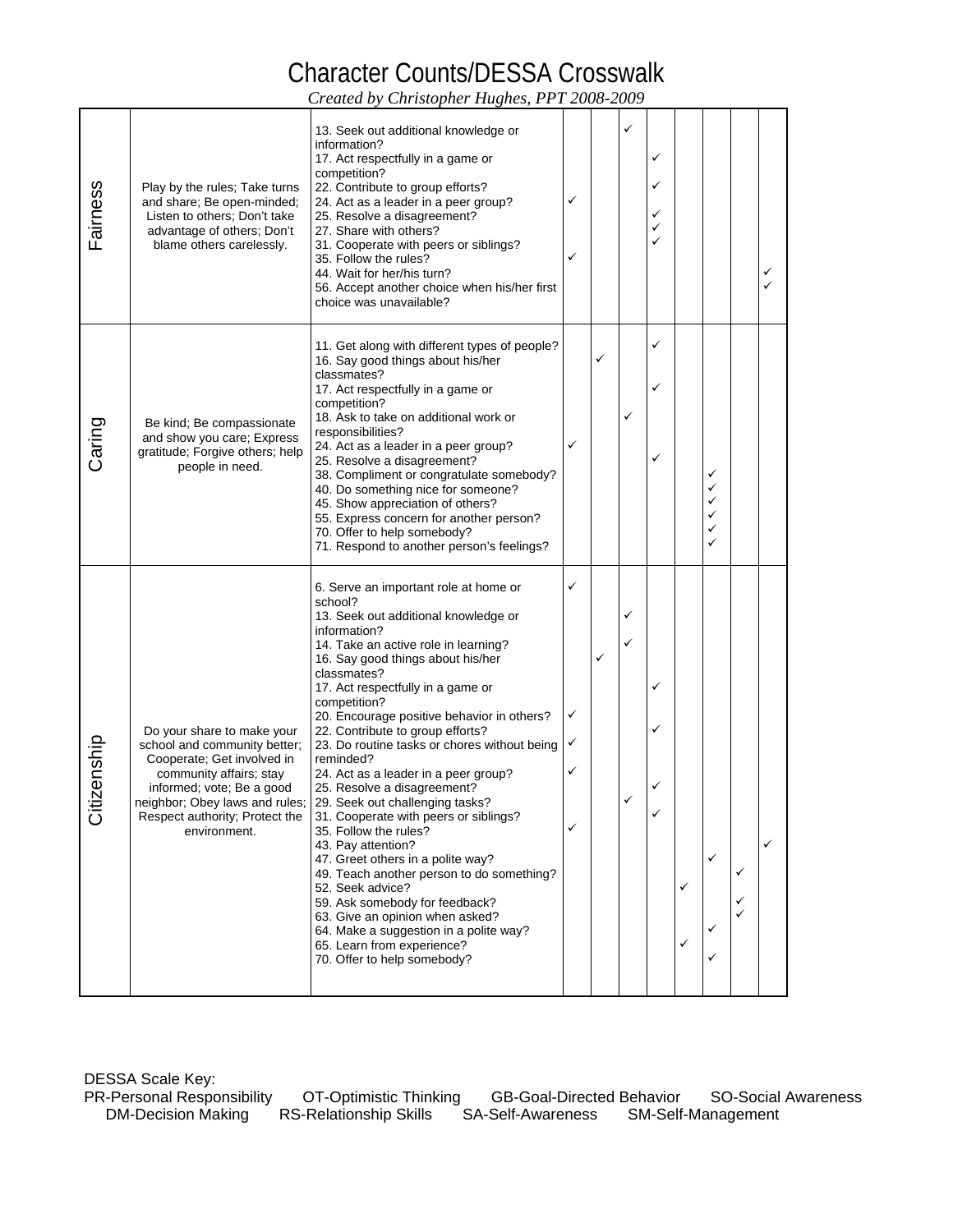# Character Counts/DESSA Crosswalk

*Created by Christopher Hughes, PPT 2008-2009*

| | | | | | | | | | | |
|---|---|---|---|---|---|---|---|---|---|---|
| Fairness | Play by the rules; Take turns and share; Be open-minded; Listen to others; Don't take advantage of others; Don't blame others carelessly. | 13. Seek out additional knowledge or information? | | | ✓ | | | | | |
| | | 17. Act respectfully in a game or competition? | | | | ✓ | | | | |
| | | 22. Contribute to group efforts? | | | | ✓ | | | | |
| | | 24. Act as a leader in a peer group? | ✓ | | | | | | | |
| | | 25. Resolve a disagreement? | | | | ✓ | | | | |
| | | 27. Share with others? | | | | ✓ | | | | |
| | | 31. Cooperate with peers or siblings? | | | | ✓ | | | | |
| | | 35. Follow the rules? | ✓ | | | | | | | |
| | | 44. Wait for her/his turn? | | | | | | | | ✓ |
| | | 56. Accept another choice when his/her first choice was unavailable? | | | | | | | | ✓ |
| Caring | Be kind; Be compassionate and show you care; Express gratitude; Forgive others; help people in need. | 11. Get along with different types of people? | | | | ✓ | | | | |
| | | 16. Say good things about his/her classmates? | | ✓ | | | | | | |
| | | 17. Act respectfully in a game or competition? | | | | ✓ | | | | |
| | | 18. Ask to take on additional work or responsibilities? | | | ✓ | | | | | |
| | | 24. Act as a leader in a peer group? | ✓ | | | | | | | |
| | | 25. Resolve a disagreement? | | | | ✓ | | | | |
| | | 38. Compliment or congratulate somebody? | | | | | | ✓ | | |
| | | 40. Do something nice for someone? | | | | | | ✓ | | |
| | | 45. Show appreciation of others? | | | | | | ✓ | | |
| | | 55. Express concern for another person? | | | | | | ✓ | | |
| | | 70. Offer to help somebody? | | | | | | ✓ | | |
| | | 71. Respond to another person's feelings? | | | | | | ✓ | | |
| Citizenship | Do your share to make your school and community better; Cooperate; Get involved in community affairs; stay informed; vote; Be a good neighbor; Obey laws and rules; Respect authority; Protect the environment. | 6. Serve an important role at home or school? | ✓ | | | | | | | |
| | | 13. Seek out additional knowledge or information? | | | ✓ | | | | | |
| | | 14. Take an active role in learning? | | | ✓ | | | | | |
| | | 16. Say good things about his/her classmates? | | ✓ | | | | | | |
| | | 17. Act respectfully in a game or competition? | | | | ✓ | | | | |
| | | 20. Encourage positive behavior in others? | ✓ | | | | | | | |
| | | 22. Contribute to group efforts? | | | | ✓ | | | | |
| | | 23. Do routine tasks or chores without being reminded? | ✓ | | | | | | | |
| | | 24. Act as a leader in a peer group? | ✓ | | | | | | | |
| | | 25. Resolve a disagreement? | | | | ✓ | | | | |
| | | 29. Seek out challenging tasks? | | | ✓ | | | | | |
| | | 31. Cooperate with peers or siblings? | | | | ✓ | | | | |
| | | 35. Follow the rules? | ✓ | | | | | | | |
| | | 43. Pay attention? | | | | | | | | ✓ |
| | | 47. Greet others in a polite way? | | | | | | ✓ | | |
| | | 49. Teach another person to do something? | | | | | | | ✓ | |
| | | 52. Seek advice? | | | | | ✓ | | | |
| | | 59. Ask somebody for feedback? | | | | | | | ✓ | |
| | | 63. Give an opinion when asked? | | | | | | | ✓ | |
| | | 64. Make a suggestion in a polite way? | | | | | | ✓ | | |
| | | 65. Learn from experience? | | | | | ✓ | | | |
| | | 70. Offer to help somebody? | | | | | | ✓ | | |

DESSA Scale Key:
PR-Personal Responsibility OT-Optimistic Thinking GB-Goal-Directed Behavior SO-Social Awareness DM-Decision Making RS-Relationship Skills SA-Self-Awareness SM-Self-Management